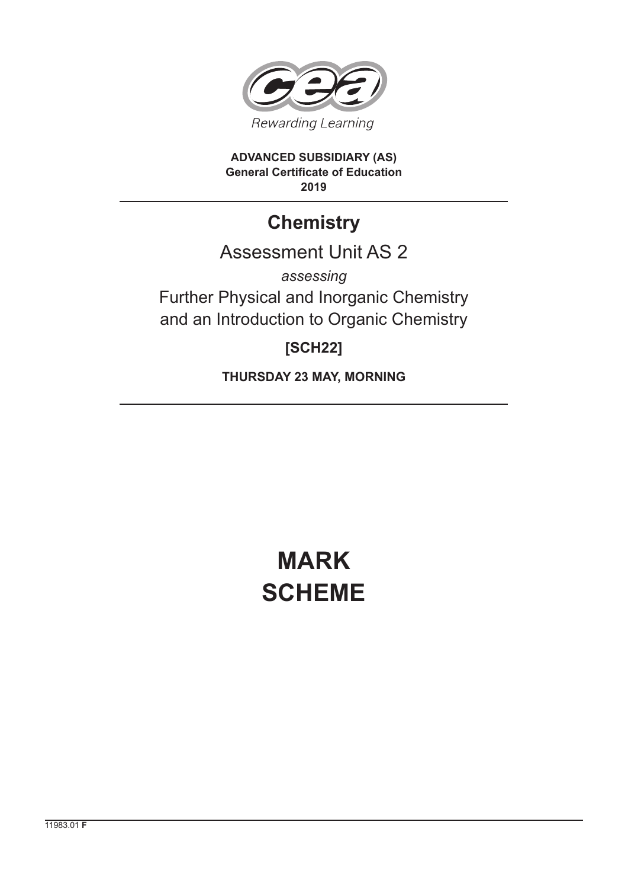Rewarding Learning

**ADVANCED SUBSIDIARY (AS)**
**General Certificate of Education**
**2019**

# Chemistry

## Assessment Unit AS 2

*assessing*

Further Physical and Inorganic Chemistry
and an Introduction to Organic Chemistry

**[SCH22]**

**THURSDAY 23 MAY, MORNING**

# MARK SCHEME

11983.01 **F**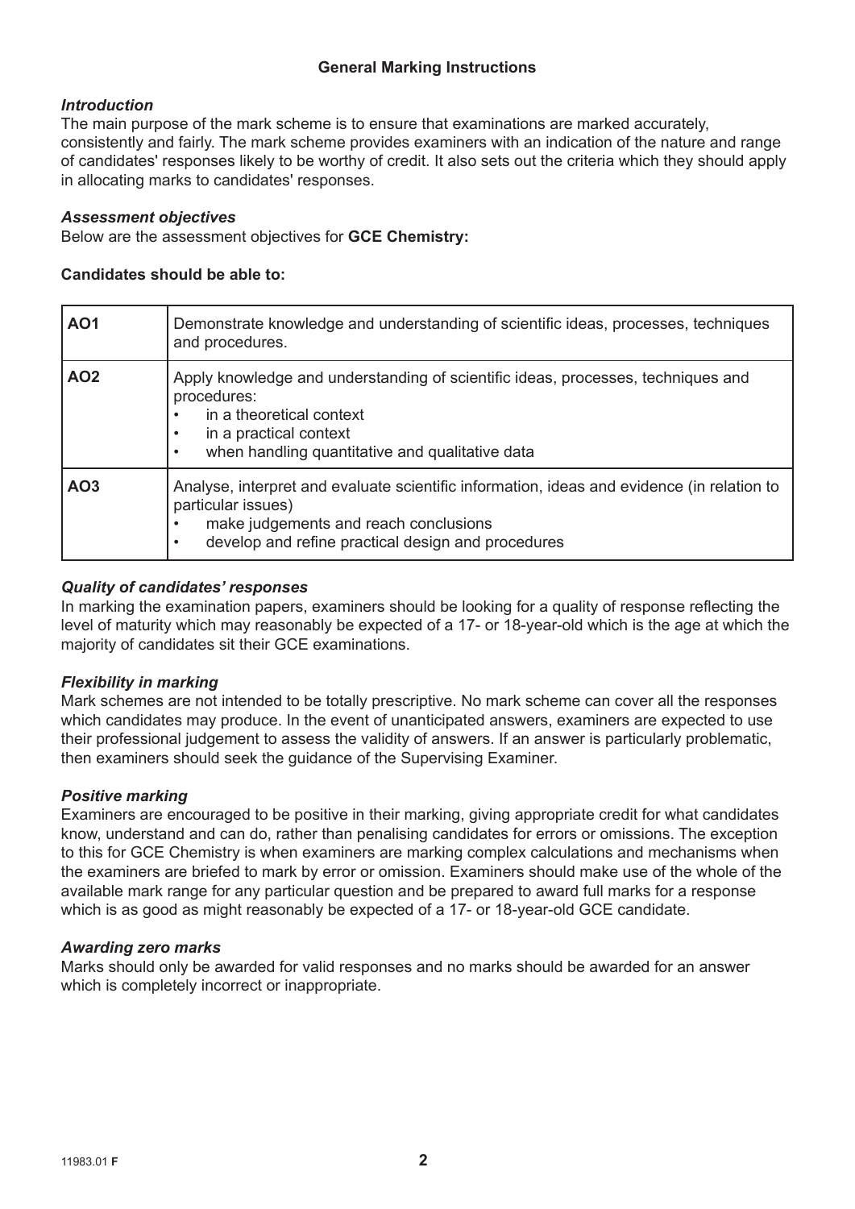## General Marking Instructions

### *Introduction*

The main purpose of the mark scheme is to ensure that examinations are marked accurately, consistently and fairly. The mark scheme provides examiners with an indication of the nature and range of candidates' responses likely to be worthy of credit. It also sets out the criteria which they should apply in allocating marks to candidates' responses.

### *Assessment objectives*

Below are the assessment objectives for **GCE Chemistry:**

**Candidates should be able to:**

| | |
|---|---|
| **AO1** | Demonstrate knowledge and understanding of scientific ideas, processes, techniques and procedures. |
| **AO2** | Apply knowledge and understanding of scientific ideas, processes, techniques and procedures:<br>• in a theoretical context<br>• in a practical context<br>• when handling quantitative and qualitative data |
| **AO3** | Analyse, interpret and evaluate scientific information, ideas and evidence (in relation to particular issues)<br>• make judgements and reach conclusions<br>• develop and refine practical design and procedures |

### *Quality of candidates' responses*

In marking the examination papers, examiners should be looking for a quality of response reflecting the level of maturity which may reasonably be expected of a 17- or 18-year-old which is the age at which the majority of candidates sit their GCE examinations.

### *Flexibility in marking*

Mark schemes are not intended to be totally prescriptive. No mark scheme can cover all the responses which candidates may produce. In the event of unanticipated answers, examiners are expected to use their professional judgement to assess the validity of answers. If an answer is particularly problematic, then examiners should seek the guidance of the Supervising Examiner.

### *Positive marking*

Examiners are encouraged to be positive in their marking, giving appropriate credit for what candidates know, understand and can do, rather than penalising candidates for errors or omissions. The exception to this for GCE Chemistry is when examiners are marking complex calculations and mechanisms when the examiners are briefed to mark by error or omission. Examiners should make use of the whole of the available mark range for any particular question and be prepared to award full marks for a response which is as good as might reasonably be expected of a 17- or 18-year-old GCE candidate.

### *Awarding zero marks*

Marks should only be awarded for valid responses and no marks should be awarded for an answer which is completely incorrect or inappropriate.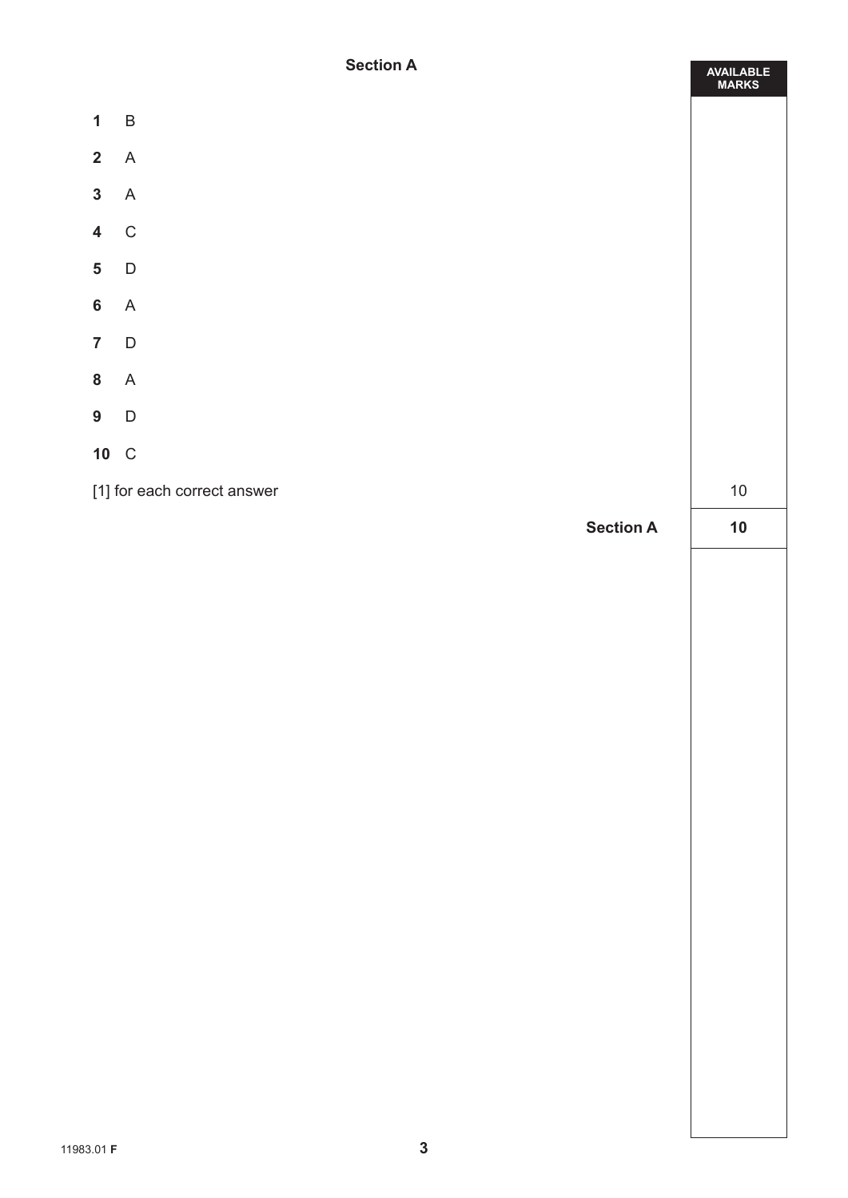## Section A

| | | AVAILABLE MARKS |
|---|---|---|
| **1** | B | |
| **2** | A | |
| **3** | A | |
| **4** | C | |
| **5** | D | |
| **6** | A | |
| **7** | D | |
| **8** | A | |
| **9** | D | |
| **10** | C | |
| [1] for each correct answer | | 10 |
| | **Section A** | **10** |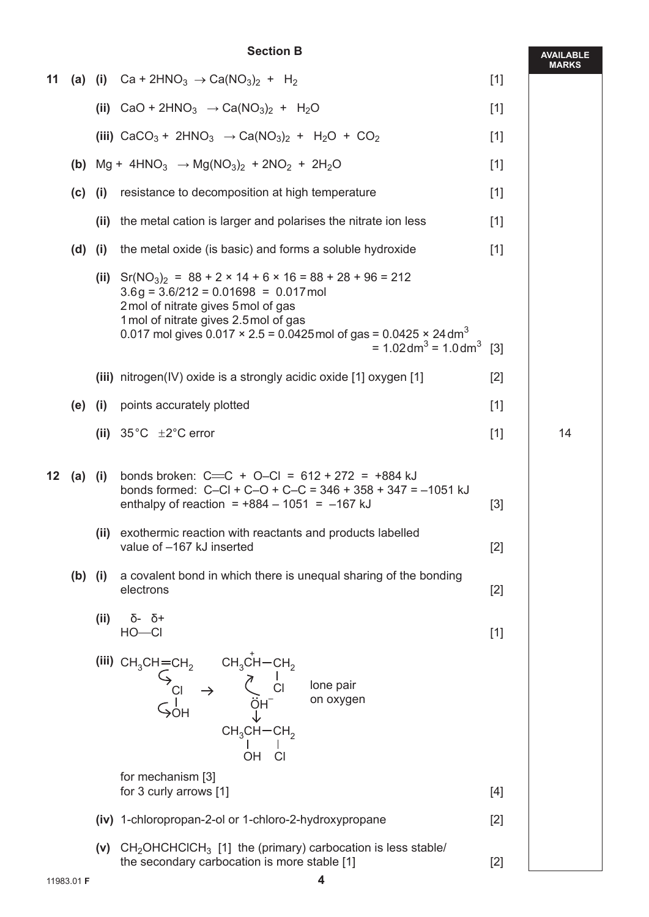## Section B

| | | | | | AVAILABLE MARKS |
|---|---|---|---|---|---|
| 11 | (a) | (i) | $Ca + 2HNO_3 \rightarrow Ca(NO_3)_2 + H_2$ | [1] | |
| | | (ii) | $CaO + 2HNO_3 \rightarrow Ca(NO_3)_2 + H_2O$ | [1] | |
| | | (iii) | $CaCO_3 + 2HNO_3 \rightarrow Ca(NO_3)_2 + H_2O + CO_2$ | [1] | |
| | (b) | | $Mg + 4HNO_3 \rightarrow Mg(NO_3)_2 + 2NO_2 + 2H_2O$ | [1] | |
| | (c) | (i) | resistance to decomposition at high temperature | [1] | |
| | | (ii) | the metal cation is larger and polarises the nitrate ion less | [1] | |
| | (d) | (i) | the metal oxide (is basic) and forms a soluble hydroxide | [1] | |
| | | (ii) | $Sr(NO_3)_2 = 88 + 2 \times 14 + 6 \times 16 = 88 + 28 + 96 = 212$<br>$3.6\,g = 3.6/212 = 0.01698 = 0.017\,mol$<br>2 mol of nitrate gives 5 mol of gas<br>1 mol of nitrate gives 2.5 mol of gas<br>0.017 mol gives $0.017 \times 2.5 = 0.0425$ mol of gas $= 0.0425 \times 24\,dm^3$<br>$= 1.02\,dm^3 = 1.0\,dm^3$ | [3] | |
| | | (iii) | nitrogen(IV) oxide is a strongly acidic oxide [1] oxygen [1] | [2] | |
| | (e) | (i) | points accurately plotted | [1] | |
| | | (ii) | 35 °C ±2 °C error | [1] | 14 |
| 12 | (a) | (i) | bonds broken: C=C + O–Cl = 612 + 272 = +884 kJ<br>bonds formed: C–Cl + C–O + C–C = 346 + 358 + 347 = –1051 kJ<br>enthalpy of reaction = +884 – 1051 = –167 kJ | [3] | |
| | | (ii) | exothermic reaction with reactants and products labelled<br>value of –167 kJ inserted | [2] | |
| | (b) | (i) | a covalent bond in which there is unequal sharing of the bonding electrons | [2] | |
| | | (ii) | $\overset{\delta-}{HO}$—$\overset{\delta+}{Cl}$ | [1] | |
| | | (iii) | $CH_3CH{=}CH_2$ + Cl–OH (curly arrows) → $CH_3\overset{+}{C}HCH_2Cl$ + $\ddot{O}H^-$ (lone pair on oxygen) → $CH_3CH(OH)CH_2Cl$<br><br>for mechanism [3]<br>for 3 curly arrows [1] | [4] | |
| | | (iv) | 1-chloropropan-2-ol or 1-chloro-2-hydroxypropane | [2] | |
| | | (v) | $CH_2OHCHClCH_3$ [1] the (primary) carbocation is less stable/ the secondary carbocation is more stable [1] | [2] | |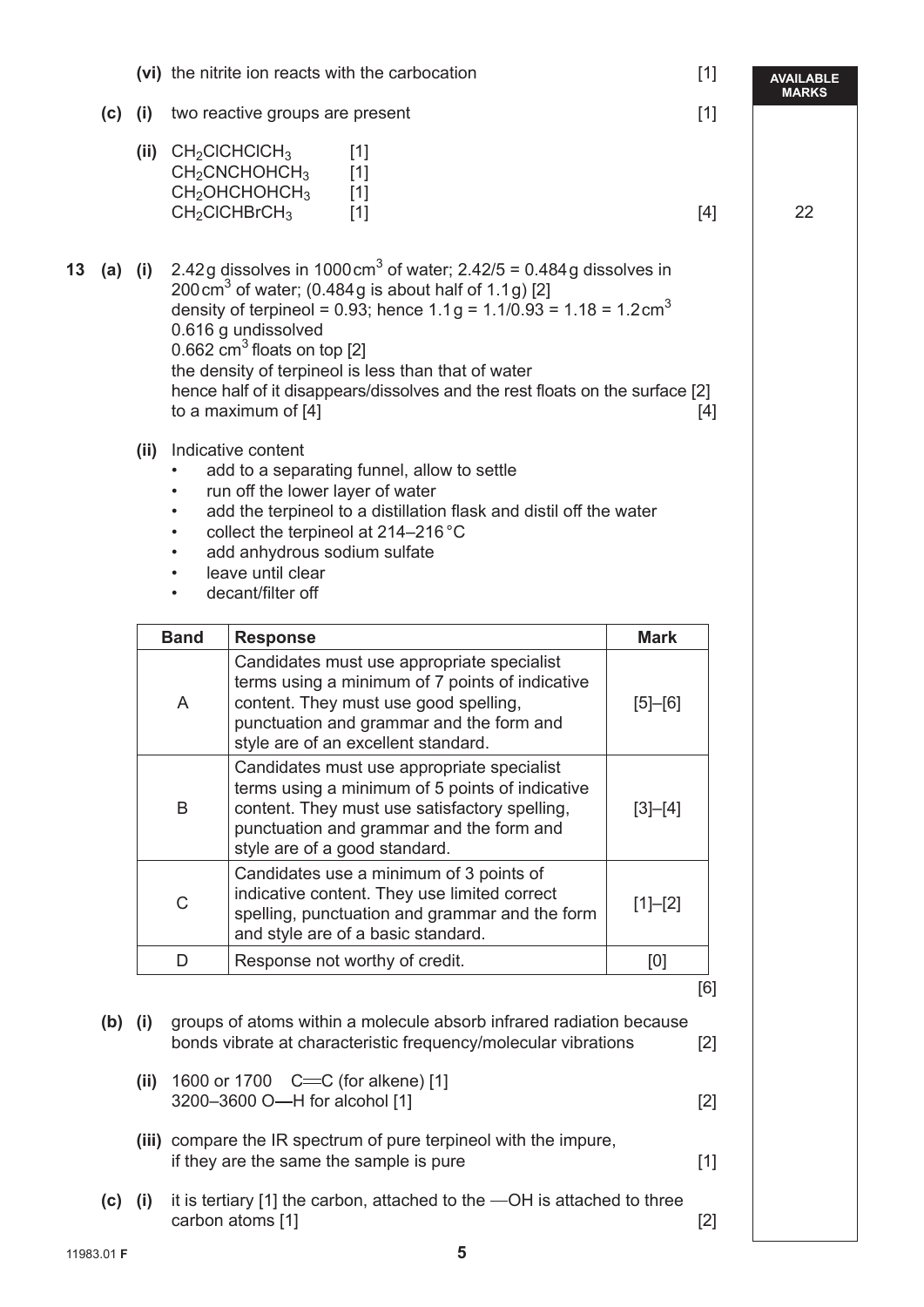**(vi)** the nitrite ion reacts with the carbocation [1]

**(c) (i)** two reactive groups are present [1]

**(ii)** $CH_2ClCHClCH_3$ [1]
$CH_2CNCHOHCH_3$ [1]
$CH_2OHCHOHCH_3$ [1]
$CH_2ClCHBrCH_3$ [1] [4]

AVAILABLE MARKS: 22

**13 (a) (i)** 2.42 g dissolves in 1000 $cm^3$ of water; 2.42/5 = 0.484 g dissolves in 200 $cm^3$ of water; (0.484 g is about half of 1.1 g) [2]
density of terpineol = 0.93; hence 1.1 g = 1.1/0.93 = 1.18 = 1.2 $cm^3$
0.616 g undissolved
0.662 $cm^3$ floats on top [2]
the density of terpineol is less than that of water
hence half of it disappears/dissolves and the rest floats on the surface [2]
to a maximum of [4] [4]

**(ii)** Indicative content

- add to a separating funnel, allow to settle
- run off the lower layer of water
- add the terpineol to a distillation flask and distil off the water
- collect the terpineol at 214–216 °C
- add anhydrous sodium sulfate
- leave until clear
- decant/filter off

| Band | Response | Mark |
|---|---|---|
| A | Candidates must use appropriate specialist terms using a minimum of 7 points of indicative content. They must use good spelling, punctuation and grammar and the form and style are of an excellent standard. | [5]–[6] |
| B | Candidates must use appropriate specialist terms using a minimum of 5 points of indicative content. They must use satisfactory spelling, punctuation and grammar and the form and style are of a good standard. | [3]–[4] |
| C | Candidates use a minimum of 3 points of indicative content. They use limited correct spelling, punctuation and grammar and the form and style are of a basic standard. | [1]–[2] |
| D | Response not worthy of credit. | [0] |

[6]

**(b) (i)** groups of atoms within a molecule absorb infrared radiation because bonds vibrate at characteristic frequency/molecular vibrations [2]

**(ii)** 1600 or 1700 C═C (for alkene) [1]
3200–3600 O—H for alcohol [1] [2]

**(iii)** compare the IR spectrum of pure terpineol with the impure, if they are the same the sample is pure [1]

**(c) (i)** it is tertiary [1] the carbon, attached to the —OH is attached to three carbon atoms [1] [2]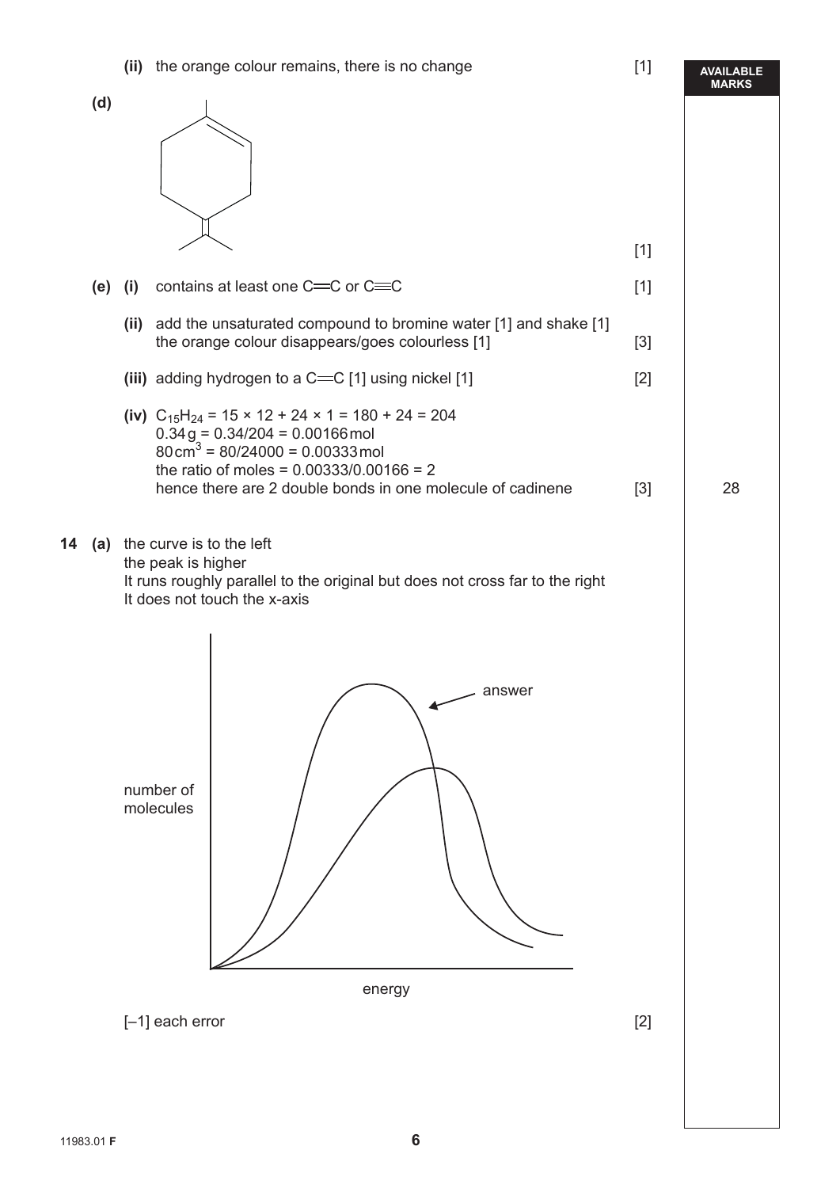**(ii)** the orange colour remains, there is no change [1]

**(d)**

[1]

**(e) (i)** contains at least one C═C or C≡C [1]

**(ii)** add the unsaturated compound to bromine water [1] and shake [1]
the orange colour disappears/goes colourless [1] [3]

**(iii)** adding hydrogen to a C═C [1] using nickel [1] [2]

**(iv)** $C_{15}H_{24}$ = 15 × 12 + 24 × 1 = 180 + 24 = 204
0.34 g = 0.34/204 = 0.00166 mol
80 $cm^3$ = 80/24000 = 0.00333 mol
the ratio of moles = 0.00333/0.00166 = 2
hence there are 2 double bonds in one molecule of cadinene [3]

AVAILABLE MARKS: 28

**14 (a)** the curve is to the left
the peak is higher
It runs roughly parallel to the original but does not cross far to the right
It does not touch the x-axis

[–1] each error [2]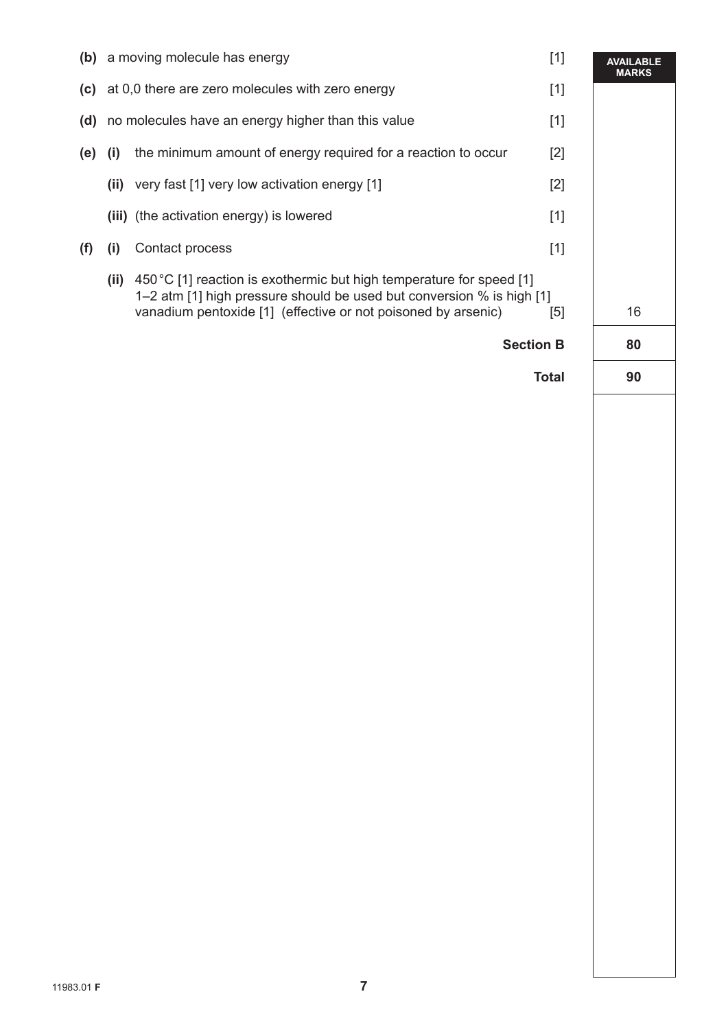| | | | AVAILABLE MARKS |
|---|---|---|---|
| **(b)** a moving molecule has energy | | [1] | |
| **(c)** at 0,0 there are zero molecules with zero energy | | [1] | |
| **(d)** no molecules have an energy higher than this value | | [1] | |
| **(e)** **(i)** the minimum amount of energy required for a reaction to occur | | [2] | |
| **(ii)** very fast [1] very low activation energy [1] | | [2] | |
| **(iii)** (the activation energy) is lowered | | [1] | |
| **(f)** **(i)** Contact process | | [1] | |
| **(ii)** 450 °C [1] reaction is exothermic but high temperature for speed [1] 1–2 atm [1] high pressure should be used but conversion % is high [1] vanadium pentoxide [1] (effective or not poisoned by arsenic) | | [5] | 16 |
| | | **Section B** | **80** |
| | | **Total** | **90** |

11983.01 **F**